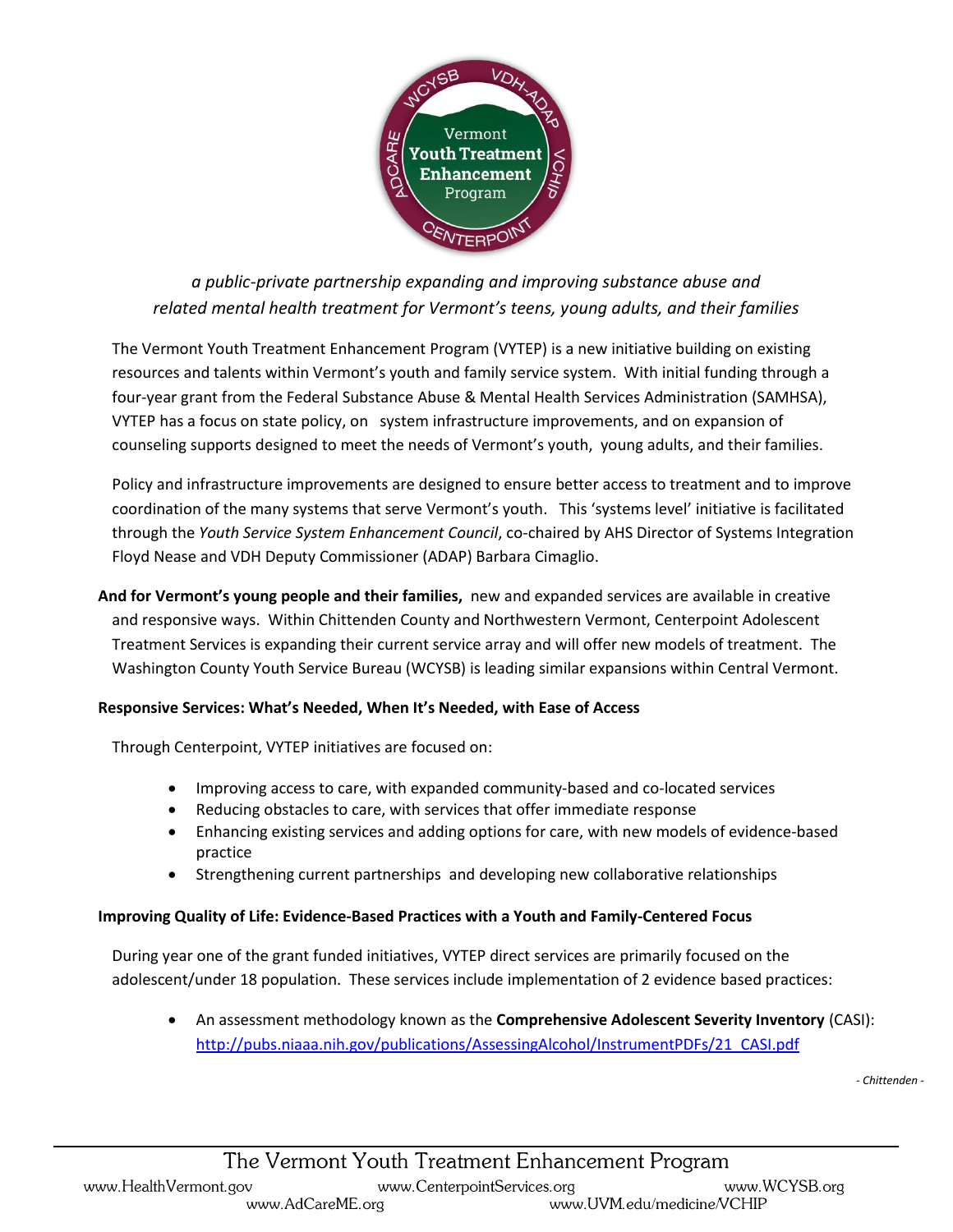*a public-private partnership expanding and improving substance abuse and related mental health treatment for Vermont's teens, young adults, and their families*

The Vermont Youth Treatment Enhancement Program (VYTEP) is a new initiative building on existing resources and talents within Vermont's youth and family service system. With initial funding through a four-year grant from the Federal Substance Abuse & Mental Health Services Administration (SAMHSA), VYTEP has a focus on state policy, on system infrastructure improvements, and on expansion of counseling supports designed to meet the needs of Vermont's youth, young adults, and their families.

Policy and infrastructure improvements are designed to ensure better access to treatment and to improve coordination of the many systems that serve Vermont's youth. This 'systems level' initiative is facilitated through the *Youth Service System Enhancement Council*, co-chaired by AHS Director of Systems Integration Floyd Nease and VDH Deputy Commissioner (ADAP) Barbara Cimaglio.

**And for Vermont's young people and their families,** new and expanded services are available in creative and responsive ways. Within Chittenden County and Northwestern Vermont, Centerpoint Adolescent Treatment Services is expanding their current service array and will offer new models of treatment. The Washington County Youth Service Bureau (WCYSB) is leading similar expansions within Central Vermont.

**Responsive Services: What's Needed, When It's Needed, with Ease of Access**

Through Centerpoint, VYTEP initiatives are focused on:

- Improving access to care, with expanded community-based and co-located services
- Reducing obstacles to care, with services that offer immediate response
- Enhancing existing services and adding options for care, with new models of evidence-based practice
- Strengthening current partnerships and developing new collaborative relationships

**Improving Quality of Life: Evidence-Based Practices with a Youth and Family-Centered Focus**

During year one of the grant funded initiatives, VYTEP direct services are primarily focused on the adolescent/under 18 population. These services include implementation of 2 evidence based practices:

- An assessment methodology known as the **Comprehensive Adolescent Severity Inventory** (CASI): http://pubs.niaaa.nih.gov/publications/AssessingAlcohol/InstrumentPDFs/21_CASI.pdf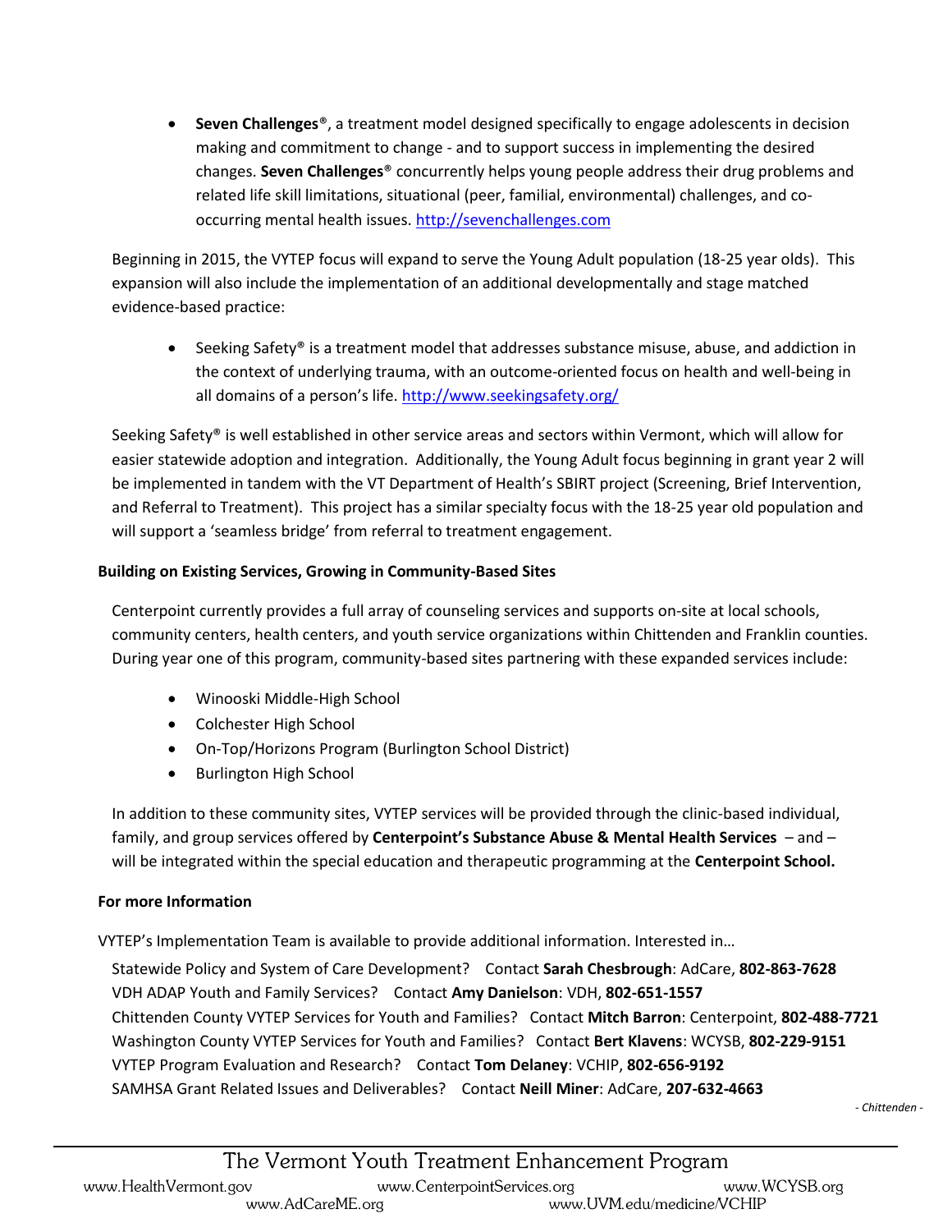- **Seven Challenges**®, a treatment model designed specifically to engage adolescents in decision making and commitment to change - and to support success in implementing the desired changes. **Seven Challenges**® concurrently helps young people address their drug problems and related life skill limitations, situational (peer, familial, environmental) challenges, and co-occurring mental health issues. http://sevenchallenges.com

Beginning in 2015, the VYTEP focus will expand to serve the Young Adult population (18-25 year olds). This expansion will also include the implementation of an additional developmentally and stage matched evidence-based practice:

- Seeking Safety® is a treatment model that addresses substance misuse, abuse, and addiction in the context of underlying trauma, with an outcome-oriented focus on health and well-being in all domains of a person's life. http://www.seekingsafety.org/

Seeking Safety® is well established in other service areas and sectors within Vermont, which will allow for easier statewide adoption and integration. Additionally, the Young Adult focus beginning in grant year 2 will be implemented in tandem with the VT Department of Health's SBIRT project (Screening, Brief Intervention, and Referral to Treatment). This project has a similar specialty focus with the 18-25 year old population and will support a 'seamless bridge' from referral to treatment engagement.

**Building on Existing Services, Growing in Community-Based Sites**

Centerpoint currently provides a full array of counseling services and supports on-site at local schools, community centers, health centers, and youth service organizations within Chittenden and Franklin counties. During year one of this program, community-based sites partnering with these expanded services include:

- Winooski Middle-High School
- Colchester High School
- On-Top/Horizons Program (Burlington School District)
- Burlington High School

In addition to these community sites, VYTEP services will be provided through the clinic-based individual, family, and group services offered by **Centerpoint's Substance Abuse & Mental Health Services** – and – will be integrated within the special education and therapeutic programming at the **Centerpoint School.**

**For more Information**

VYTEP's Implementation Team is available to provide additional information. Interested in…

Statewide Policy and System of Care Development? Contact **Sarah Chesbrough**: AdCare, **802-863-7628**
VDH ADAP Youth and Family Services? Contact **Amy Danielson**: VDH, **802-651-1557**
Chittenden County VYTEP Services for Youth and Families? Contact **Mitch Barron**: Centerpoint, **802-488-7721**
Washington County VYTEP Services for Youth and Families? Contact **Bert Klavens**: WCYSB, **802-229-9151**
VYTEP Program Evaluation and Research? Contact **Tom Delaney**: VCHIP, **802-656-9192**
SAMHSA Grant Related Issues and Deliverables? Contact **Neill Miner**: AdCare, **207-632-4663**